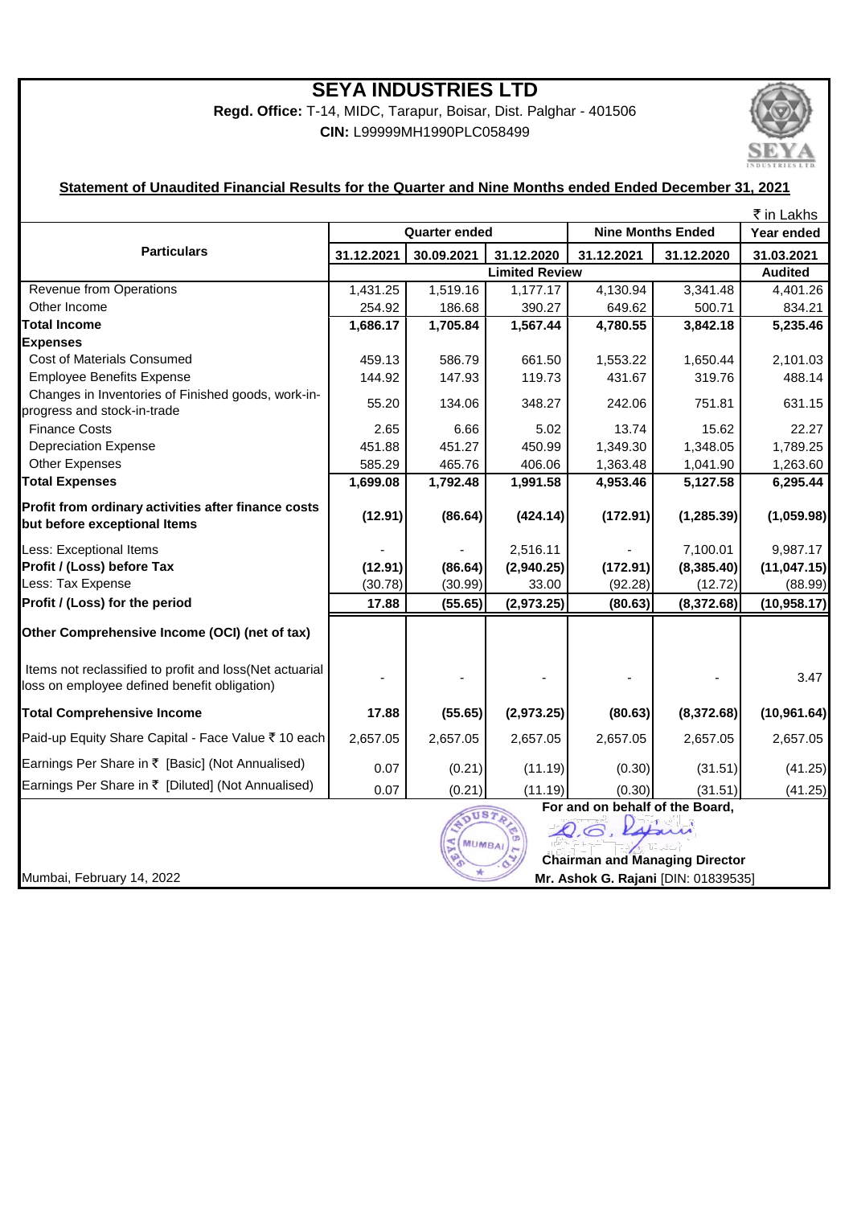# SEYA INDUSTRIES LTD

**Regd. Office:** T-14, MIDC, Tarapur, Boisar, Dist. Palghar - 401506

**CIN:** L99999MH1990PLC058499

**Statement of Unaudited Financial Results for the Quarter and Nine Months ended Ended December 31, 2021**

₹ in Lakhs

| Particulars | Quarter ended | | | Nine Months Ended | | Year ended |
|---|---|---|---|---|---|---|
| | 31.12.2021 | 30.09.2021 | 31.12.2020 | 31.12.2021 | 31.12.2020 | 31.03.2021 |
| | Limited Review | | | | | Audited |
| Revenue from Operations | 1,431.25 | 1,519.16 | 1,177.17 | 4,130.94 | 3,341.48 | 4,401.26 |
| Other Income | 254.92 | 186.68 | 390.27 | 649.62 | 500.71 | 834.21 |
| **Total Income** | **1,686.17** | **1,705.84** | **1,567.44** | **4,780.55** | **3,842.18** | **5,235.46** |
| **Expenses** | | | | | | |
| Cost of Materials Consumed | 459.13 | 586.79 | 661.50 | 1,553.22 | 1,650.44 | 2,101.03 |
| Employee Benefits Expense | 144.92 | 147.93 | 119.73 | 431.67 | 319.76 | 488.14 |
| Changes in Inventories of Finished goods, work-in-progress and stock-in-trade | 55.20 | 134.06 | 348.27 | 242.06 | 751.81 | 631.15 |
| Finance Costs | 2.65 | 6.66 | 5.02 | 13.74 | 15.62 | 22.27 |
| Depreciation Expense | 451.88 | 451.27 | 450.99 | 1,349.30 | 1,348.05 | 1,789.25 |
| Other Expenses | 585.29 | 465.76 | 406.06 | 1,363.48 | 1,041.90 | 1,263.60 |
| **Total Expenses** | **1,699.08** | **1,792.48** | **1,991.58** | **4,953.46** | **5,127.58** | **6,295.44** |
| **Profit from ordinary activities after finance costs but before exceptional Items** | **(12.91)** | **(86.64)** | **(424.14)** | **(172.91)** | **(1,285.39)** | **(1,059.98)** |
| Less: Exceptional Items | - | - | 2,516.11 | - | 7,100.01 | 9,987.17 |
| **Profit / (Loss) before Tax** | **(12.91)** | **(86.64)** | **(2,940.25)** | **(172.91)** | **(8,385.40)** | **(11,047.15)** |
| Less: Tax Expense | (30.78) | (30.99) | 33.00 | (92.28) | (12.72) | (88.99) |
| **Profit / (Loss) for the period** | **17.88** | **(55.65)** | **(2,973.25)** | **(80.63)** | **(8,372.68)** | **(10,958.17)** |
| **Other Comprehensive Income (OCI) (net of tax)** | | | | | | |
| Items not reclassified to profit and loss(Net actuarial loss on employee defined benefit obligation) | - | - | - | - | - | 3.47 |
| **Total Comprehensive Income** | **17.88** | **(55.65)** | **(2,973.25)** | **(80.63)** | **(8,372.68)** | **(10,961.64)** |
| Paid-up Equity Share Capital - Face Value ₹ 10 each | 2,657.05 | 2,657.05 | 2,657.05 | 2,657.05 | 2,657.05 | 2,657.05 |
| Earnings Per Share in ₹ [Basic] (Not Annualised) | 0.07 | (0.21) | (11.19) | (0.30) | (31.51) | (41.25) |
| Earnings Per Share in ₹ [Diluted] (Not Annualised) | 0.07 | (0.21) | (11.19) | (0.30) | (31.51) | (41.25) |

**For and on behalf of the Board,**

**Chairman and Managing Director**

**Mr. Ashok G. Rajani** [DIN: 01839535]

Mumbai, February 14, 2022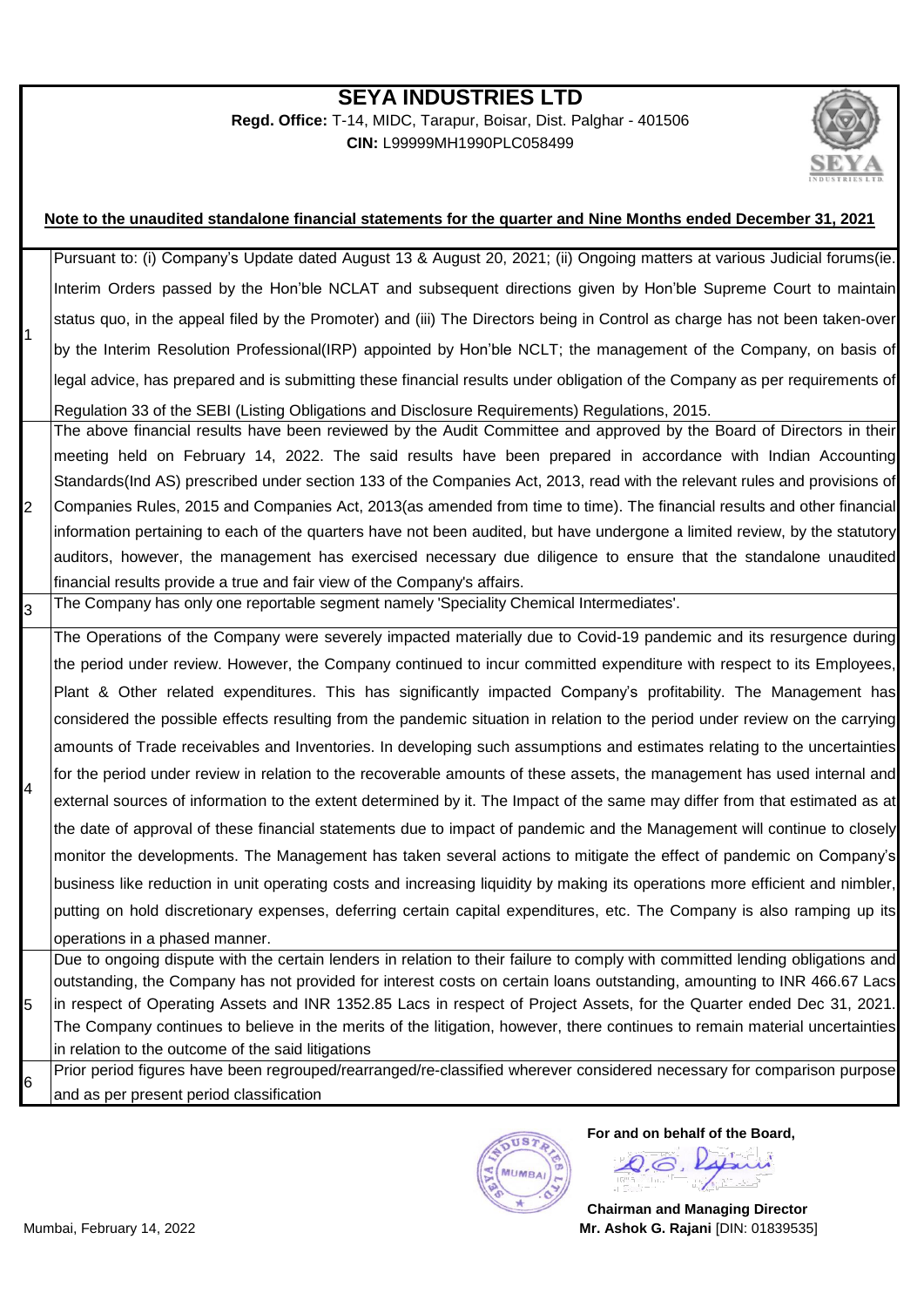# SEYA INDUSTRIES LTD

**Regd. Office:** T-14, MIDC, Tarapur, Boisar, Dist. Palghar - 401506

**CIN:** L99999MH1990PLC058499

**Note to the unaudited standalone financial statements for the quarter and Nine Months ended December 31, 2021**

| | |
|---|---|
| 1 | Pursuant to: (i) Company's Update dated August 13 & August 20, 2021; (ii) Ongoing matters at various Judicial forums(ie. Interim Orders passed by the Hon'ble NCLAT and subsequent directions given by Hon'ble Supreme Court to maintain status quo, in the appeal filed by the Promoter) and (iii) The Directors being in Control as charge has not been taken-over by the Interim Resolution Professional(IRP) appointed by Hon'ble NCLT; the management of the Company, on basis of legal advice, has prepared and is submitting these financial results under obligation of the Company as per requirements of Regulation 33 of the SEBI (Listing Obligations and Disclosure Requirements) Regulations, 2015. |
| 2 | The above financial results have been reviewed by the Audit Committee and approved by the Board of Directors in their meeting held on February 14, 2022. The said results have been prepared in accordance with Indian Accounting Standards(Ind AS) prescribed under section 133 of the Companies Act, 2013, read with the relevant rules and provisions of Companies Rules, 2015 and Companies Act, 2013(as amended from time to time). The financial results and other financial information pertaining to each of the quarters have not been audited, but have undergone a limited review, by the statutory auditors, however, the management has exercised necessary due diligence to ensure that the standalone unaudited financial results provide a true and fair view of the Company's affairs. |
| 3 | The Company has only one reportable segment namely 'Speciality Chemical Intermediates'. |
| 4 | The Operations of the Company were severely impacted materially due to Covid-19 pandemic and its resurgence during the period under review. However, the Company continued to incur committed expenditure with respect to its Employees, Plant & Other related expenditures. This has significantly impacted Company's profitability. The Management has considered the possible effects resulting from the pandemic situation in relation to the period under review on the carrying amounts of Trade receivables and Inventories. In developing such assumptions and estimates relating to the uncertainties for the period under review in relation to the recoverable amounts of these assets, the management has used internal and external sources of information to the extent determined by it. The Impact of the same may differ from that estimated as at the date of approval of these financial statements due to impact of pandemic and the Management will continue to closely monitor the developments. The Management has taken several actions to mitigate the effect of pandemic on Company's business like reduction in unit operating costs and increasing liquidity by making its operations more efficient and nimbler, putting on hold discretionary expenses, deferring certain capital expenditures, etc. The Company is also ramping up its operations in a phased manner. |
| 5 | Due to ongoing dispute with the certain lenders in relation to their failure to comply with committed lending obligations and outstanding, the Company has not provided for interest costs on certain loans outstanding, amounting to INR 466.67 Lacs in respect of Operating Assets and INR 1352.85 Lacs in respect of Project Assets, for the Quarter ended Dec 31, 2021. The Company continues to believe in the merits of the litigation, however, there continues to remain material uncertainties in relation to the outcome of the said litigations |
| 6 | Prior period figures have been regrouped/rearranged/re-classified wherever considered necessary for comparison purpose and as per present period classification |

**For and on behalf of the Board,**

**Chairman and Managing Director**

**Mr. Ashok G. Rajani** [DIN: 01839535]

Mumbai, February 14, 2022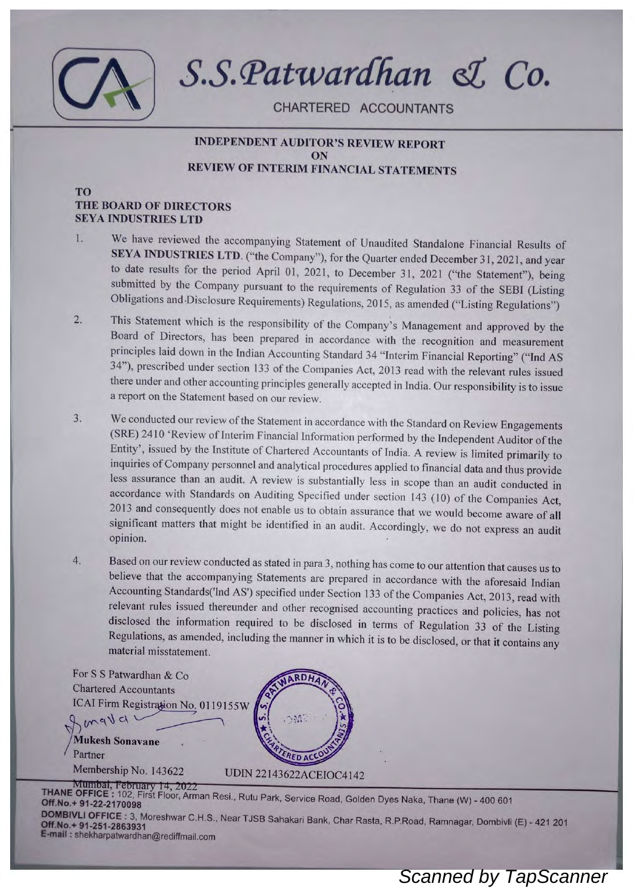# S.S.Patwardhan & Co.

CHARTERED ACCOUNTANTS

## INDEPENDENT AUDITOR'S REVIEW REPORT
## ON
## REVIEW OF INTERIM FINANCIAL STATEMENTS

**TO**
**THE BOARD OF DIRECTORS**
**SEYA INDUSTRIES LTD**

1. We have reviewed the accompanying Statement of Unaudited Standalone Financial Results of **SEYA INDUSTRIES LTD**. ("the Company"), for the Quarter ended December 31, 2021, and year to date results for the period April 01, 2021, to December 31, 2021 ("the Statement"), being submitted by the Company pursuant to the requirements of Regulation 33 of the SEBI (Listing Obligations and Disclosure Requirements) Regulations, 2015, as amended ("Listing Regulations")

2. This Statement which is the responsibility of the Company's Management and approved by the Board of Directors, has been prepared in accordance with the recognition and measurement principles laid down in the Indian Accounting Standard 34 "Interim Financial Reporting" ("Ind AS 34"), prescribed under section 133 of the Companies Act, 2013 read with the relevant rules issued there under and other accounting principles generally accepted in India. Our responsibility is to issue a report on the Statement based on our review.

3. We conducted our review of the Statement in accordance with the Standard on Review Engagements (SRE) 2410 'Review of Interim Financial Information performed by the Independent Auditor of the Entity', issued by the Institute of Chartered Accountants of India. A review is limited primarily to inquiries of Company personnel and analytical procedures applied to financial data and thus provide less assurance than an audit. A review is substantially less in scope than an audit conducted in accordance with Standards on Auditing Specified under section 143 (10) of the Companies Act, 2013 and consequently does not enable us to obtain assurance that we would become aware of all significant matters that might be identified in an audit. Accordingly, we do not express an audit opinion.

4. Based on our review conducted as stated in para 3, nothing has come to our attention that causes us to believe that the accompanying Statements are prepared in accordance with the aforesaid Indian Accounting Standards('Ind AS') specified under Section 133 of the Companies Act, 2013, read with relevant rules issued thereunder and other recognised accounting practices and policies, has not disclosed the information required to be disclosed in terms of Regulation 33 of the Listing Regulations, as amended, including the manner in which it is to be disclosed, or that it contains any material misstatement.

For S S Patwardhan & Co
Chartered Accountants
ICAI Firm Registration No. 0119155W

**Mukesh Sonavane**
Partner
Membership No. 143622
UDIN 22143622ACEIOC4142
Mumbai, February 14, 2022

**THANE OFFICE :** 102, First Floor, Arman Resi., Rutu Park, Service Road, Golden Dyes Naka, Thane (W) - 400 601
**Off.No.+ 91-22-2170098**
**DOMBIVLI OFFICE :** 3, Moreshwar C.H.S., Near TJSB Sahakari Bank, Char Rasta, R.P.Road, Ramnagar, Dombivli (E) - 421 201
**Off.No.+ 91-251-2863931**
**E-mail :** shekharpatwardhan@rediffmail.com